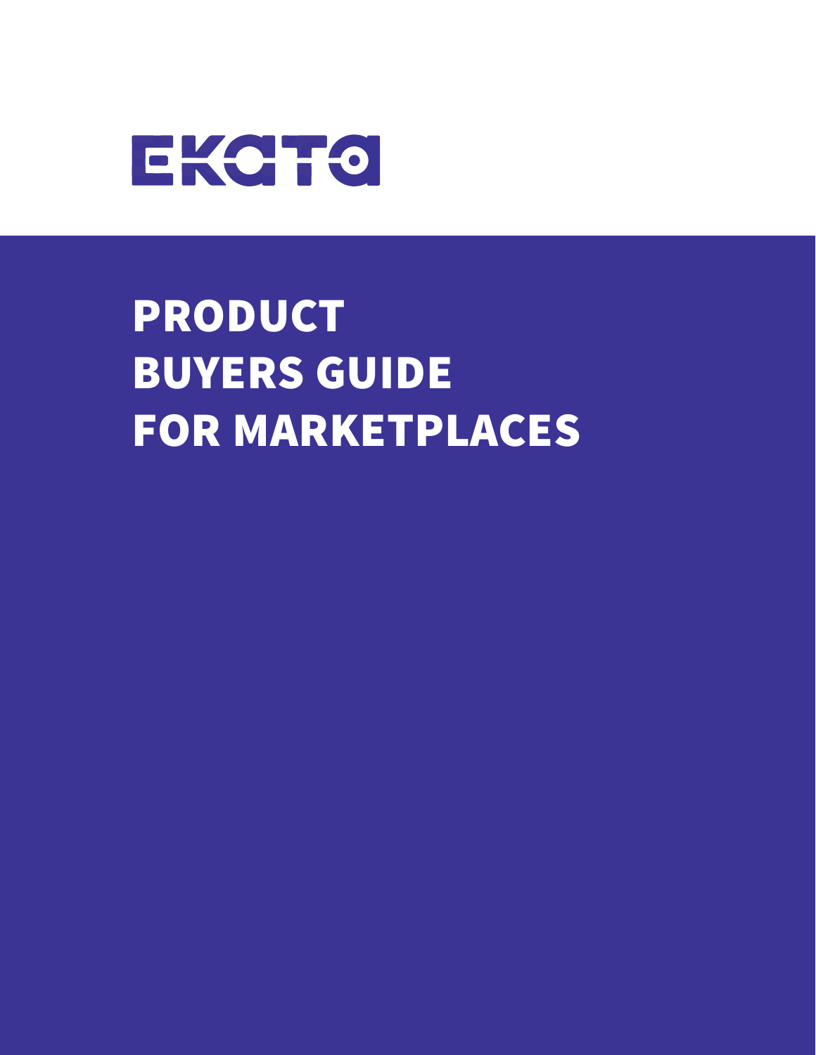EKATA

# PRODUCT BUYERS GUIDE FOR MARKETPLACES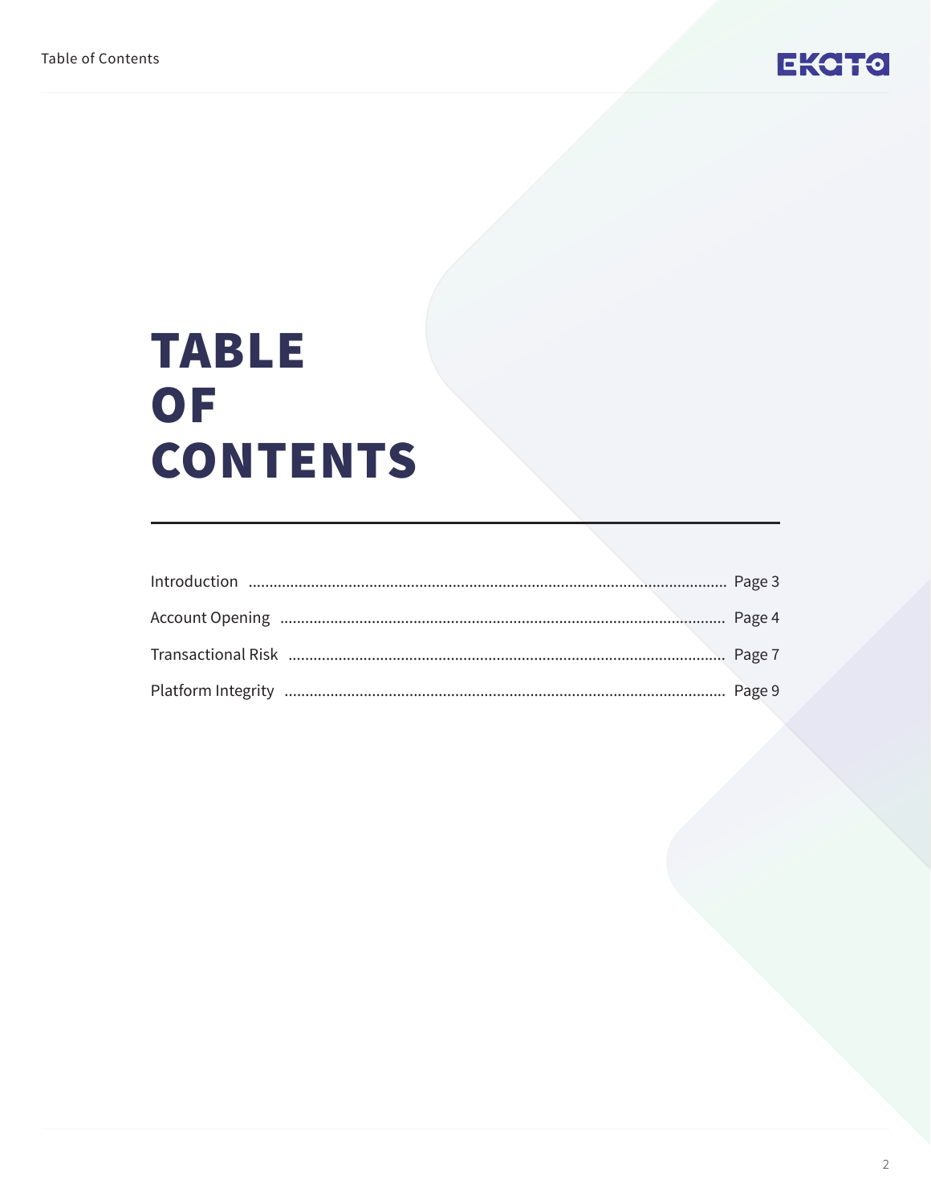# TABLE OF CONTENTS

| | |
|---|---|
| Introduction | Page 3 |
| Account Opening | Page 4 |
| Transactional Risk | Page 7 |
| Platform Integrity | Page 9 |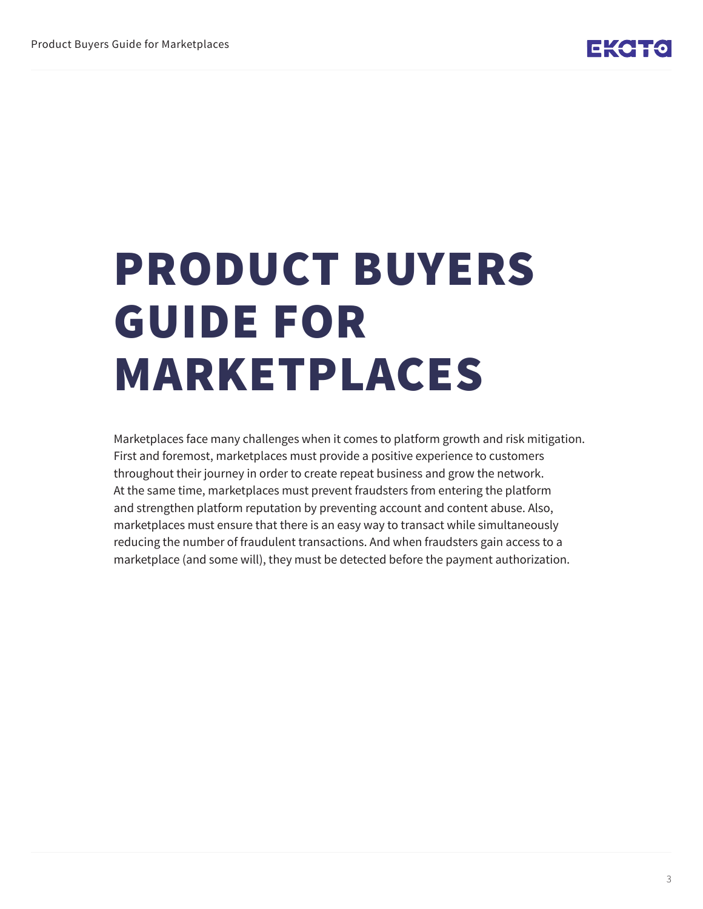# PRODUCT BUYERS GUIDE FOR MARKETPLACES

Marketplaces face many challenges when it comes to platform growth and risk mitigation. First and foremost, marketplaces must provide a positive experience to customers throughout their journey in order to create repeat business and grow the network. At the same time, marketplaces must prevent fraudsters from entering the platform and strengthen platform reputation by preventing account and content abuse. Also, marketplaces must ensure that there is an easy way to transact while simultaneously reducing the number of fraudulent transactions. And when fraudsters gain access to a marketplace (and some will), they must be detected before the payment authorization.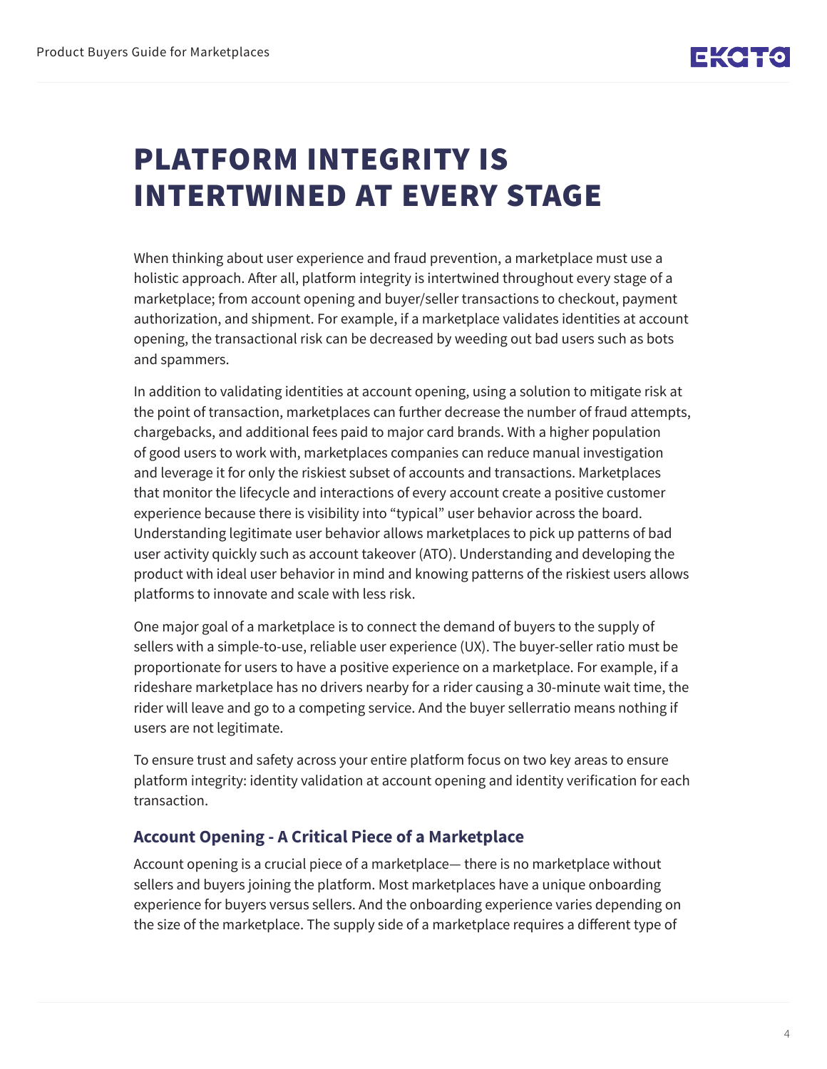# PLATFORM INTEGRITY IS INTERTWINED AT EVERY STAGE

When thinking about user experience and fraud prevention, a marketplace must use a holistic approach. After all, platform integrity is intertwined throughout every stage of a marketplace; from account opening and buyer/seller transactions to checkout, payment authorization, and shipment. For example, if a marketplace validates identities at account opening, the transactional risk can be decreased by weeding out bad users such as bots and spammers.

In addition to validating identities at account opening, using a solution to mitigate risk at the point of transaction, marketplaces can further decrease the number of fraud attempts, chargebacks, and additional fees paid to major card brands. With a higher population of good users to work with, marketplaces companies can reduce manual investigation and leverage it for only the riskiest subset of accounts and transactions. Marketplaces that monitor the lifecycle and interactions of every account create a positive customer experience because there is visibility into "typical" user behavior across the board. Understanding legitimate user behavior allows marketplaces to pick up patterns of bad user activity quickly such as account takeover (ATO). Understanding and developing the product with ideal user behavior in mind and knowing patterns of the riskiest users allows platforms to innovate and scale with less risk.

One major goal of a marketplace is to connect the demand of buyers to the supply of sellers with a simple-to-use, reliable user experience (UX). The buyer-seller ratio must be proportionate for users to have a positive experience on a marketplace. For example, if a rideshare marketplace has no drivers nearby for a rider causing a 30-minute wait time, the rider will leave and go to a competing service. And the buyer sellerratio means nothing if users are not legitimate.

To ensure trust and safety across your entire platform focus on two key areas to ensure platform integrity: identity validation at account opening and identity verification for each transaction.

### Account Opening - A Critical Piece of a Marketplace

Account opening is a crucial piece of a marketplace— there is no marketplace without sellers and buyers joining the platform. Most marketplaces have a unique onboarding experience for buyers versus sellers. And the onboarding experience varies depending on the size of the marketplace. The supply side of a marketplace requires a different type of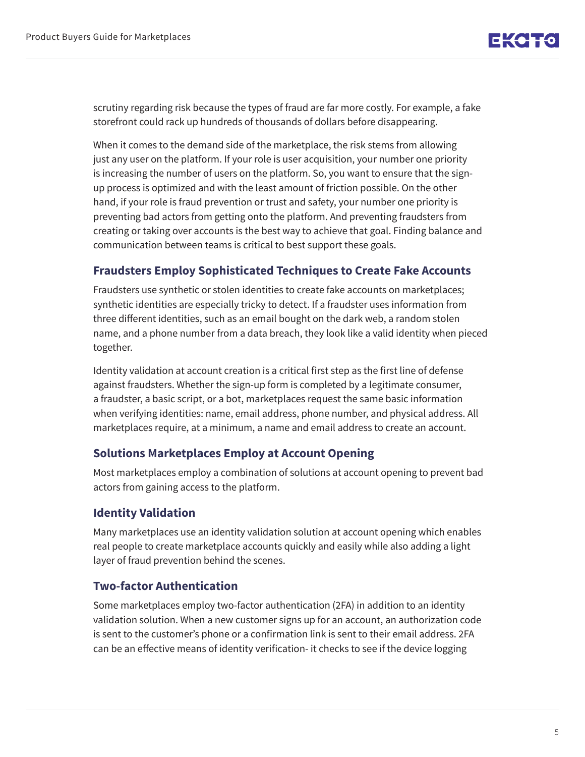scrutiny regarding risk because the types of fraud are far more costly. For example, a fake storefront could rack up hundreds of thousands of dollars before disappearing.

When it comes to the demand side of the marketplace, the risk stems from allowing just any user on the platform. If your role is user acquisition, your number one priority is increasing the number of users on the platform. So, you want to ensure that the sign-up process is optimized and with the least amount of friction possible. On the other hand, if your role is fraud prevention or trust and safety, your number one priority is preventing bad actors from getting onto the platform. And preventing fraudsters from creating or taking over accounts is the best way to achieve that goal. Finding balance and communication between teams is critical to best support these goals.

## Fraudsters Employ Sophisticated Techniques to Create Fake Accounts

Fraudsters use synthetic or stolen identities to create fake accounts on marketplaces; synthetic identities are especially tricky to detect. If a fraudster uses information from three different identities, such as an email bought on the dark web, a random stolen name, and a phone number from a data breach, they look like a valid identity when pieced together.

Identity validation at account creation is a critical first step as the first line of defense against fraudsters. Whether the sign-up form is completed by a legitimate consumer, a fraudster, a basic script, or a bot, marketplaces request the same basic information when verifying identities: name, email address, phone number, and physical address. All marketplaces require, at a minimum, a name and email address to create an account.

## Solutions Marketplaces Employ at Account Opening

Most marketplaces employ a combination of solutions at account opening to prevent bad actors from gaining access to the platform.

## Identity Validation

Many marketplaces use an identity validation solution at account opening which enables real people to create marketplace accounts quickly and easily while also adding a light layer of fraud prevention behind the scenes.

## Two-factor Authentication

Some marketplaces employ two-factor authentication (2FA) in addition to an identity validation solution. When a new customer signs up for an account, an authorization code is sent to the customer's phone or a confirmation link is sent to their email address. 2FA can be an effective means of identity verification- it checks to see if the device logging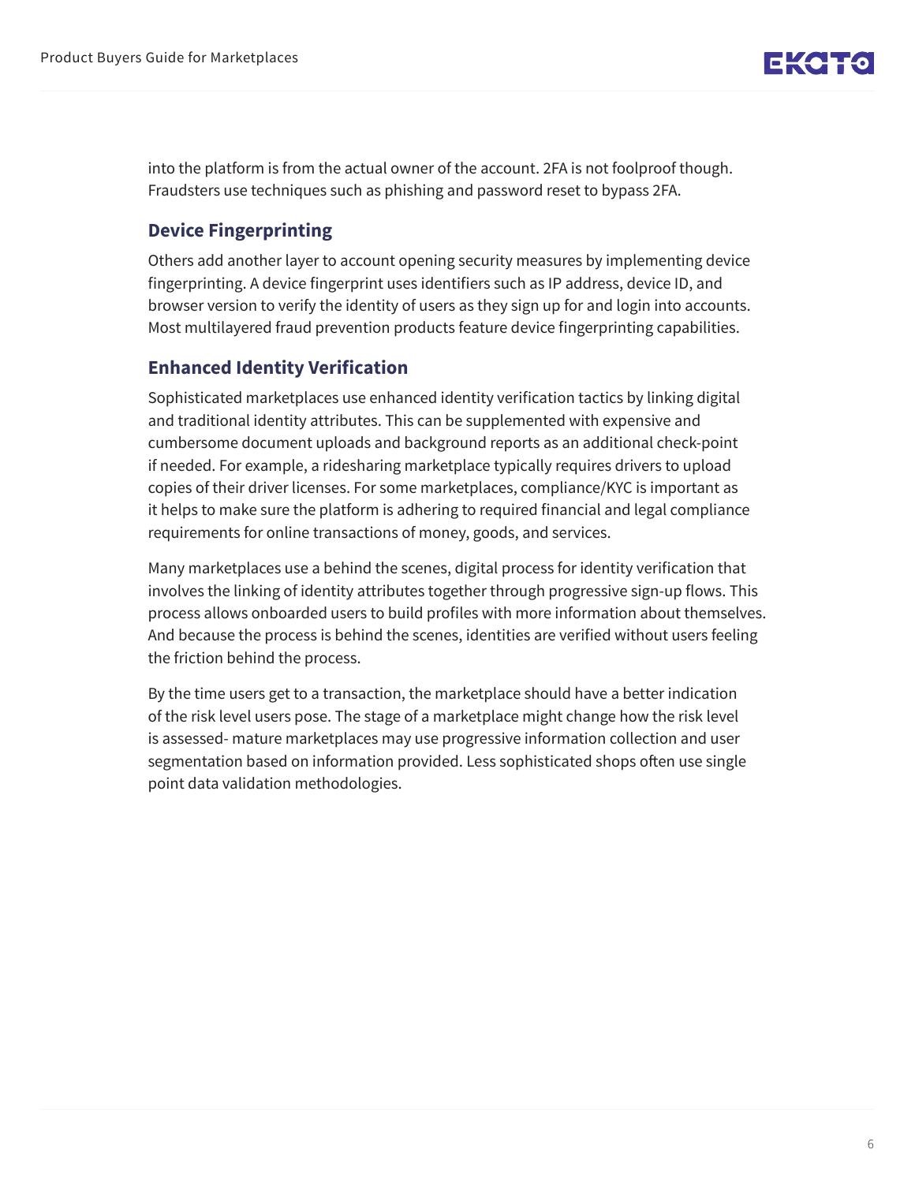into the platform is from the actual owner of the account. 2FA is not foolproof though. Fraudsters use techniques such as phishing and password reset to bypass 2FA.

### Device Fingerprinting

Others add another layer to account opening security measures by implementing device fingerprinting. A device fingerprint uses identifiers such as IP address, device ID, and browser version to verify the identity of users as they sign up for and login into accounts. Most multilayered fraud prevention products feature device fingerprinting capabilities.

### Enhanced Identity Verification

Sophisticated marketplaces use enhanced identity verification tactics by linking digital and traditional identity attributes. This can be supplemented with expensive and cumbersome document uploads and background reports as an additional check-point if needed. For example, a ridesharing marketplace typically requires drivers to upload copies of their driver licenses. For some marketplaces, compliance/KYC is important as it helps to make sure the platform is adhering to required financial and legal compliance requirements for online transactions of money, goods, and services.

Many marketplaces use a behind the scenes, digital process for identity verification that involves the linking of identity attributes together through progressive sign-up flows. This process allows onboarded users to build profiles with more information about themselves. And because the process is behind the scenes, identities are verified without users feeling the friction behind the process.

By the time users get to a transaction, the marketplace should have a better indication of the risk level users pose. The stage of a marketplace might change how the risk level is assessed- mature marketplaces may use progressive information collection and user segmentation based on information provided. Less sophisticated shops often use single point data validation methodologies.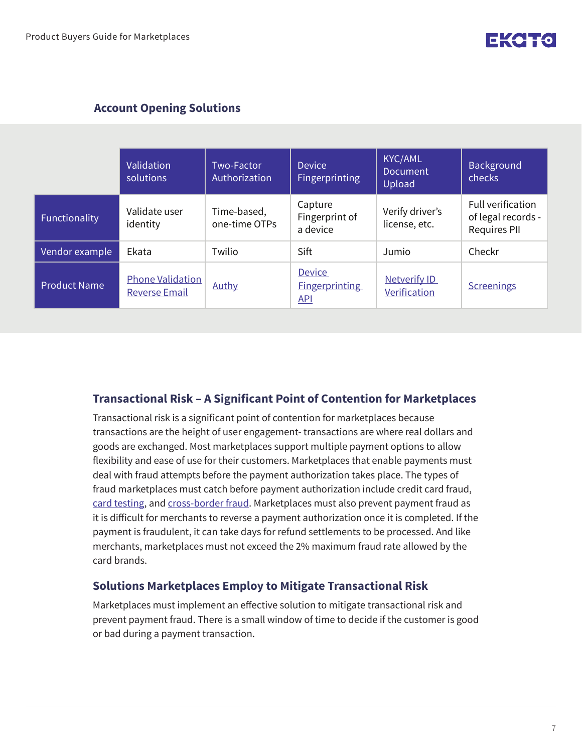## Account Opening Solutions

| | Validation solutions | Two-Factor Authorization | Device Fingerprinting | KYC/AML Document Upload | Background checks |
|---|---|---|---|---|---|
| Functionality | Validate user identity | Time-based, one-time OTPs | Capture Fingerprint of a device | Verify driver's license, etc. | Full verification of legal records - Requires PII |
| Vendor example | Ekata | Twilio | Sift | Jumio | Checkr |
| Product Name | Phone Validation Reverse Email | Authy | Device Fingerprinting API | Netverify ID Verification | Screenings |

## Transactional Risk – A Significant Point of Contention for Marketplaces

Transactional risk is a significant point of contention for marketplaces because transactions are the height of user engagement- transactions are where real dollars and goods are exchanged. Most marketplaces support multiple payment options to allow flexibility and ease of use for their customers. Marketplaces that enable payments must deal with fraud attempts before the payment authorization takes place. The types of fraud marketplaces must catch before payment authorization include credit card fraud, card testing, and cross-border fraud. Marketplaces must also prevent payment fraud as it is difficult for merchants to reverse a payment authorization once it is completed. If the payment is fraudulent, it can take days for refund settlements to be processed. And like merchants, marketplaces must not exceed the 2% maximum fraud rate allowed by the card brands.

## Solutions Marketplaces Employ to Mitigate Transactional Risk

Marketplaces must implement an effective solution to mitigate transactional risk and prevent payment fraud. There is a small window of time to decide if the customer is good or bad during a payment transaction.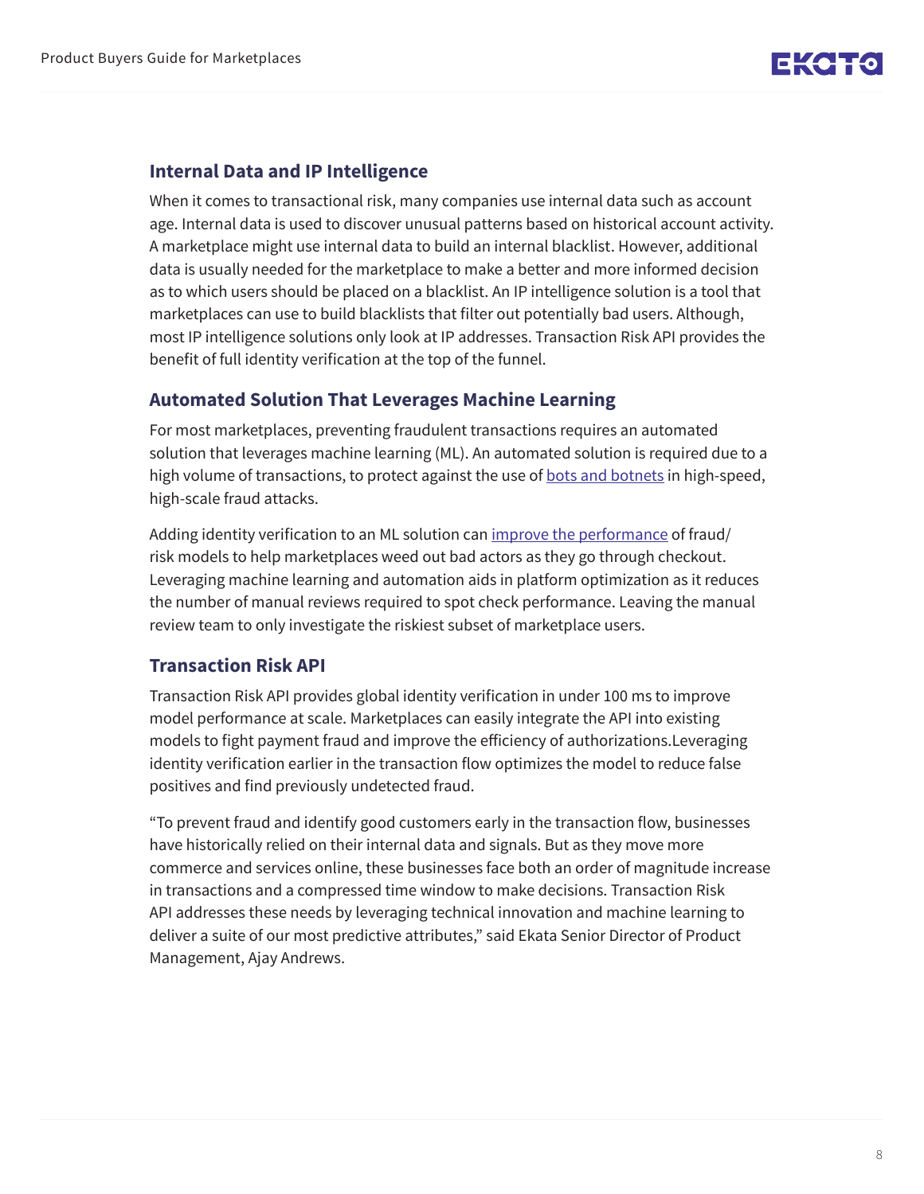## Internal Data and IP Intelligence

When it comes to transactional risk, many companies use internal data such as account age. Internal data is used to discover unusual patterns based on historical account activity. A marketplace might use internal data to build an internal blacklist. However, additional data is usually needed for the marketplace to make a better and more informed decision as to which users should be placed on a blacklist. An IP intelligence solution is a tool that marketplaces can use to build blacklists that filter out potentially bad users. Although, most IP intelligence solutions only look at IP addresses. Transaction Risk API provides the benefit of full identity verification at the top of the funnel.

## Automated Solution That Leverages Machine Learning

For most marketplaces, preventing fraudulent transactions requires an automated solution that leverages machine learning (ML). An automated solution is required due to a high volume of transactions, to protect against the use of bots and botnets in high-speed, high-scale fraud attacks.

Adding identity verification to an ML solution can improve the performance of fraud/risk models to help marketplaces weed out bad actors as they go through checkout. Leveraging machine learning and automation aids in platform optimization as it reduces the number of manual reviews required to spot check performance. Leaving the manual review team to only investigate the riskiest subset of marketplace users.

## Transaction Risk API

Transaction Risk API provides global identity verification in under 100 ms to improve model performance at scale. Marketplaces can easily integrate the API into existing models to fight payment fraud and improve the efficiency of authorizations.Leveraging identity verification earlier in the transaction flow optimizes the model to reduce false positives and find previously undetected fraud.

"To prevent fraud and identify good customers early in the transaction flow, businesses have historically relied on their internal data and signals. But as they move more commerce and services online, these businesses face both an order of magnitude increase in transactions and a compressed time window to make decisions. Transaction Risk API addresses these needs by leveraging technical innovation and machine learning to deliver a suite of our most predictive attributes," said Ekata Senior Director of Product Management, Ajay Andrews.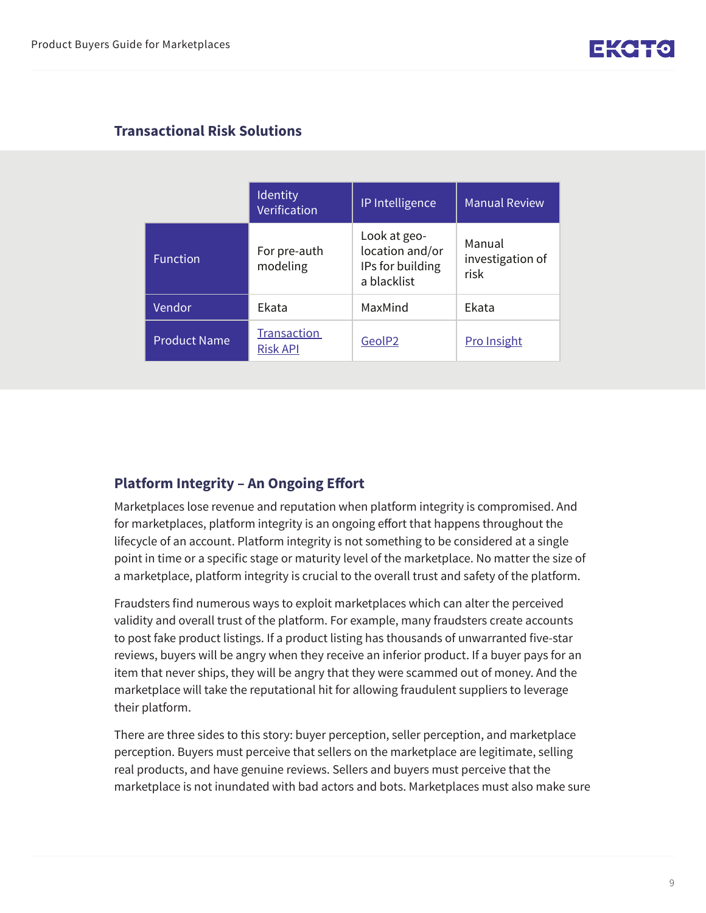## Transactional Risk Solutions

| | Identity Verification | IP Intelligence | Manual Review |
|---|---|---|---|
| Function | For pre-auth modeling | Look at geo-location and/or IPs for building a blacklist | Manual investigation of risk |
| Vendor | Ekata | MaxMind | Ekata |
| Product Name | Transaction Risk API | GeolP2 | Pro Insight |

## Platform Integrity – An Ongoing Effort

Marketplaces lose revenue and reputation when platform integrity is compromised. And for marketplaces, platform integrity is an ongoing effort that happens throughout the lifecycle of an account. Platform integrity is not something to be considered at a single point in time or a specific stage or maturity level of the marketplace. No matter the size of a marketplace, platform integrity is crucial to the overall trust and safety of the platform.

Fraudsters find numerous ways to exploit marketplaces which can alter the perceived validity and overall trust of the platform. For example, many fraudsters create accounts to post fake product listings. If a product listing has thousands of unwarranted five-star reviews, buyers will be angry when they receive an inferior product. If a buyer pays for an item that never ships, they will be angry that they were scammed out of money. And the marketplace will take the reputational hit for allowing fraudulent suppliers to leverage their platform.

There are three sides to this story: buyer perception, seller perception, and marketplace perception. Buyers must perceive that sellers on the marketplace are legitimate, selling real products, and have genuine reviews. Sellers and buyers must perceive that the marketplace is not inundated with bad actors and bots. Marketplaces must also make sure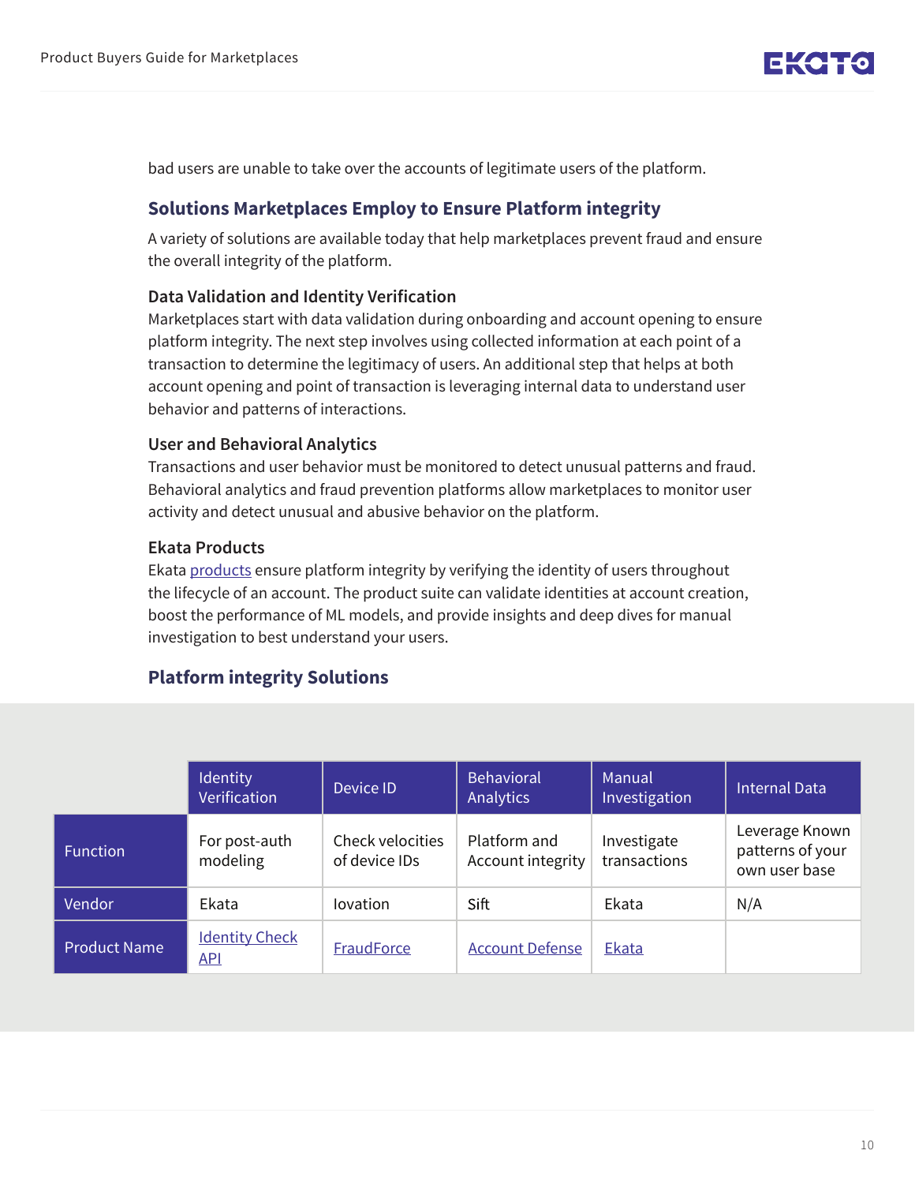bad users are unable to take over the accounts of legitimate users of the platform.

## Solutions Marketplaces Employ to Ensure Platform integrity

A variety of solutions are available today that help marketplaces prevent fraud and ensure the overall integrity of the platform.

### Data Validation and Identity Verification

Marketplaces start with data validation during onboarding and account opening to ensure platform integrity. The next step involves using collected information at each point of a transaction to determine the legitimacy of users. An additional step that helps at both account opening and point of transaction is leveraging internal data to understand user behavior and patterns of interactions.

### User and Behavioral Analytics

Transactions and user behavior must be monitored to detect unusual patterns and fraud. Behavioral analytics and fraud prevention platforms allow marketplaces to monitor user activity and detect unusual and abusive behavior on the platform.

### Ekata Products

Ekata products ensure platform integrity by verifying the identity of users throughout the lifecycle of an account. The product suite can validate identities at account creation, boost the performance of ML models, and provide insights and deep dives for manual investigation to best understand your users.

## Platform integrity Solutions

| | Identity Verification | Device ID | Behavioral Analytics | Manual Investigation | Internal Data |
|---|---|---|---|---|---|
| Function | For post-auth modeling | Check velocities of device IDs | Platform and Account integrity | Investigate transactions | Leverage Known patterns of your own user base |
| Vendor | Ekata | Iovation | Sift | Ekata | N/A |
| Product Name | Identity Check API | FraudForce | Account Defense | Ekata | |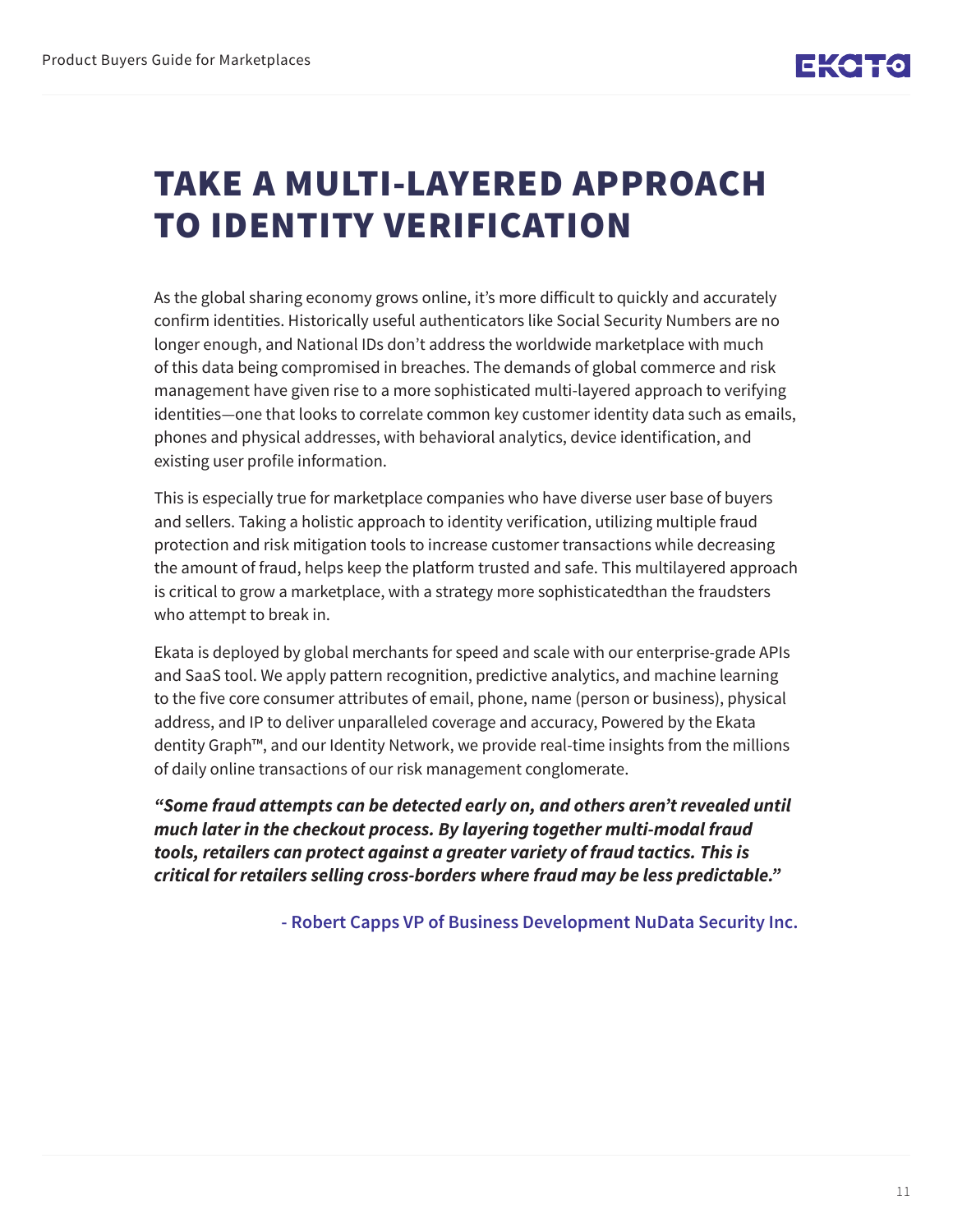# TAKE A MULTI-LAYERED APPROACH TO IDENTITY VERIFICATION

As the global sharing economy grows online, it's more difficult to quickly and accurately confirm identities. Historically useful authenticators like Social Security Numbers are no longer enough, and National IDs don't address the worldwide marketplace with much of this data being compromised in breaches. The demands of global commerce and risk management have given rise to a more sophisticated multi-layered approach to verifying identities—one that looks to correlate common key customer identity data such as emails, phones and physical addresses, with behavioral analytics, device identification, and existing user profile information.

This is especially true for marketplace companies who have diverse user base of buyers and sellers. Taking a holistic approach to identity verification, utilizing multiple fraud protection and risk mitigation tools to increase customer transactions while decreasing the amount of fraud, helps keep the platform trusted and safe. This multilayered approach is critical to grow a marketplace, with a strategy more sophisticatedthan the fraudsters who attempt to break in.

Ekata is deployed by global merchants for speed and scale with our enterprise-grade APIs and SaaS tool. We apply pattern recognition, predictive analytics, and machine learning to the five core consumer attributes of email, phone, name (person or business), physical address, and IP to deliver unparalleled coverage and accuracy, Powered by the Ekata dentity Graph™, and our Identity Network, we provide real-time insights from the millions of daily online transactions of our risk management conglomerate.

***"Some fraud attempts can be detected early on, and others aren't revealed until much later in the checkout process. By layering together multi-modal fraud tools, retailers can protect against a greater variety of fraud tactics. This is critical for retailers selling cross-borders where fraud may be less predictable."***

**- Robert Capps VP of Business Development NuData Security Inc.**